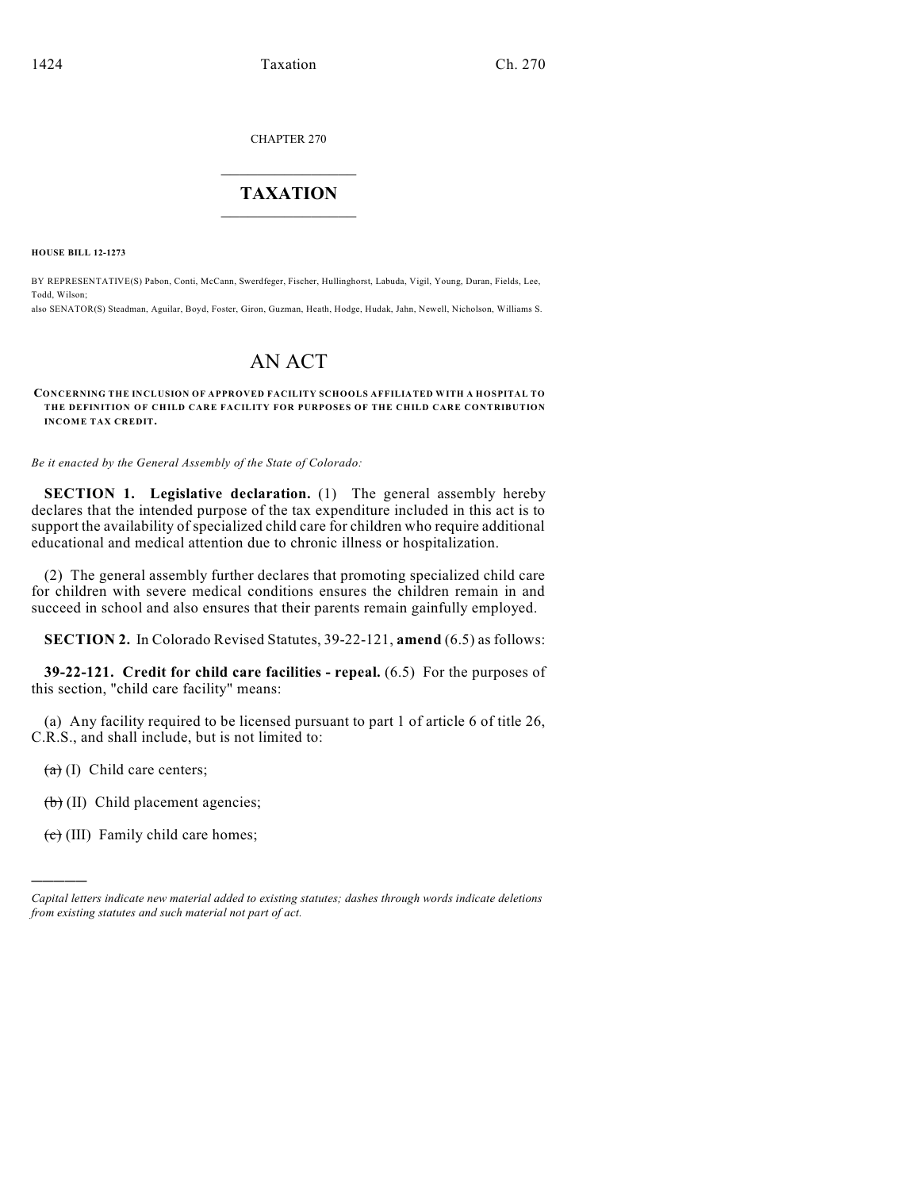CHAPTER 270

# TAXATION

**HOUSE BILL 12-1273**

BY REPRESENTATIVE(S) Pabon, Conti, McCann, Swerdfeger, Fischer, Hullinghorst, Labuda, Vigil, Young, Duran, Fields, Lee, Todd, Wilson;
also SENATOR(S) Steadman, Aguilar, Boyd, Foster, Giron, Guzman, Heath, Hodge, Hudak, Jahn, Newell, Nicholson, Williams S.

# AN ACT

**CONCERNING THE INCLUSION OF APPROVED FACILITY SCHOOLS AFFILIATED WITH A HOSPITAL TO THE DEFINITION OF CHILD CARE FACILITY FOR PURPOSES OF THE CHILD CARE CONTRIBUTION INCOME TAX CREDIT.**

*Be it enacted by the General Assembly of the State of Colorado:*

**SECTION 1. Legislative declaration.** (1) The general assembly hereby declares that the intended purpose of the tax expenditure included in this act is to support the availability of specialized child care for children who require additional educational and medical attention due to chronic illness or hospitalization.

(2) The general assembly further declares that promoting specialized child care for children with severe medical conditions ensures the children remain in and succeed in school and also ensures that their parents remain gainfully employed.

**SECTION 2.** In Colorado Revised Statutes, 39-22-121, **amend** (6.5) as follows:

**39-22-121. Credit for child care facilities - repeal.** (6.5) For the purposes of this section, "child care facility" means:

(a) Any facility required to be licensed pursuant to part 1 of article 6 of title 26, C.R.S., and shall include, but is not limited to:

~~(a)~~ (I) Child care centers;

~~(b)~~ (II) Child placement agencies;

~~(c)~~ (III) Family child care homes;

---

*Capital letters indicate new material added to existing statutes; dashes through words indicate deletions from existing statutes and such material not part of act.*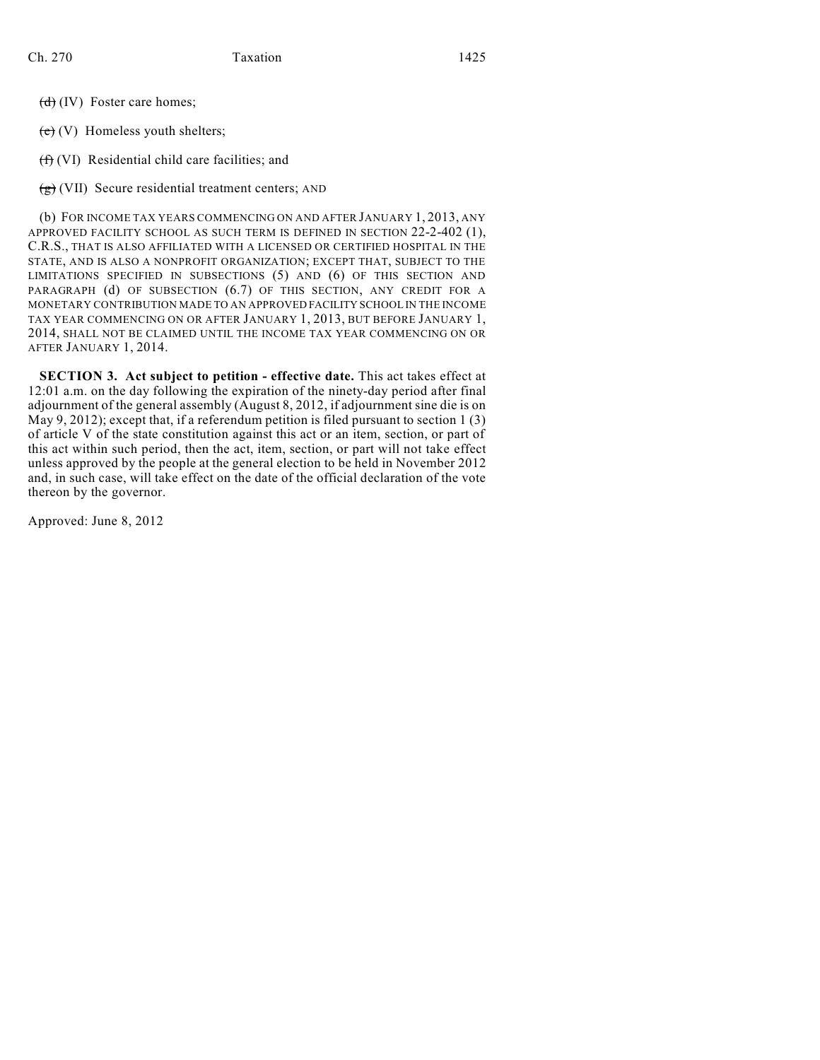~~(d)~~ (IV) Foster care homes;

~~(e)~~ (V) Homeless youth shelters;

~~(f)~~ (VI) Residential child care facilities; and

~~(g)~~ (VII) Secure residential treatment centers; AND

(b) FOR INCOME TAX YEARS COMMENCING ON AND AFTER JANUARY 1, 2013, ANY APPROVED FACILITY SCHOOL AS SUCH TERM IS DEFINED IN SECTION 22-2-402 (1), C.R.S., THAT IS ALSO AFFILIATED WITH A LICENSED OR CERTIFIED HOSPITAL IN THE STATE, AND IS ALSO A NONPROFIT ORGANIZATION; EXCEPT THAT, SUBJECT TO THE LIMITATIONS SPECIFIED IN SUBSECTIONS (5) AND (6) OF THIS SECTION AND PARAGRAPH (d) OF SUBSECTION (6.7) OF THIS SECTION, ANY CREDIT FOR A MONETARY CONTRIBUTION MADE TO AN APPROVED FACILITY SCHOOL IN THE INCOME TAX YEAR COMMENCING ON OR AFTER JANUARY 1, 2013, BUT BEFORE JANUARY 1, 2014, SHALL NOT BE CLAIMED UNTIL THE INCOME TAX YEAR COMMENCING ON OR AFTER JANUARY 1, 2014.

**SECTION 3. Act subject to petition - effective date.** This act takes effect at 12:01 a.m. on the day following the expiration of the ninety-day period after final adjournment of the general assembly (August 8, 2012, if adjournment sine die is on May 9, 2012); except that, if a referendum petition is filed pursuant to section 1 (3) of article V of the state constitution against this act or an item, section, or part of this act within such period, then the act, item, section, or part will not take effect unless approved by the people at the general election to be held in November 2012 and, in such case, will take effect on the date of the official declaration of the vote thereon by the governor.

Approved: June 8, 2012